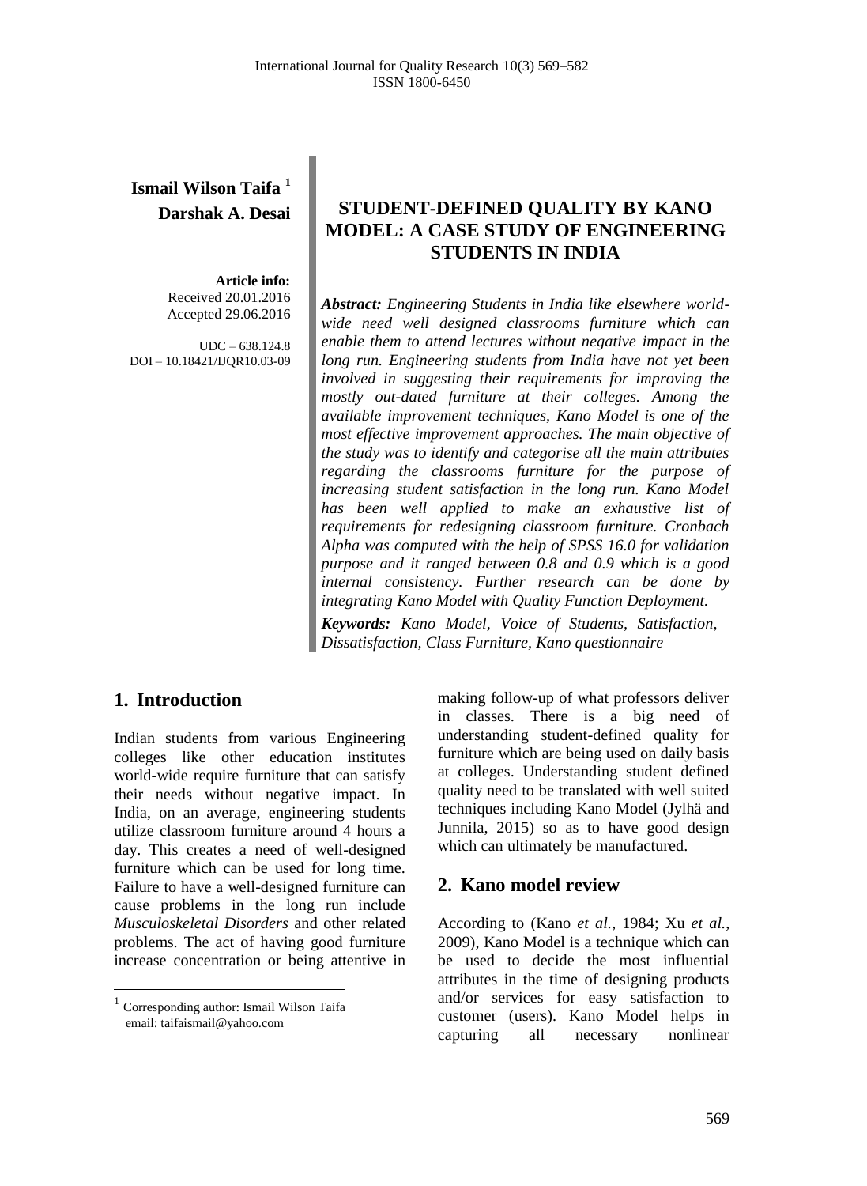**Ismail Wilson Taifa** [1]
**Darshak A. Desai**

**Article info:**
Received 20.01.2016
Accepted 29.06.2016

UDC – 638.124.8
DOI – 10.18421/IJQR10.03-09

# STUDENT-DEFINED QUALITY BY KANO MODEL: A CASE STUDY OF ENGINEERING STUDENTS IN INDIA

***Abstract:*** *Engineering Students in India like elsewhere world-wide need well designed classrooms furniture which can enable them to attend lectures without negative impact in the long run. Engineering students from India have not yet been involved in suggesting their requirements for improving the mostly out-dated furniture at their colleges. Among the available improvement techniques, Kano Model is one of the most effective improvement approaches. The main objective of the study was to identify and categorise all the main attributes regarding the classrooms furniture for the purpose of increasing student satisfaction in the long run. Kano Model has been well applied to make an exhaustive list of requirements for redesigning classroom furniture. Cronbach Alpha was computed with the help of SPSS 16.0 for validation purpose and it ranged between 0.8 and 0.9 which is a good internal consistency. Further research can be done by integrating Kano Model with Quality Function Deployment.*

***Keywords:*** *Kano Model, Voice of Students, Satisfaction, Dissatisfaction, Class Furniture, Kano questionnaire*

## 1. Introduction

Indian students from various Engineering colleges like other education institutes world-wide require furniture that can satisfy their needs without negative impact. In India, on an average, engineering students utilize classroom furniture around 4 hours a day. This creates a need of well-designed furniture which can be used for long time. Failure to have a well-designed furniture can cause problems in the long run include *Musculoskeletal Disorders* and other related problems. The act of having good furniture increase concentration or being attentive in making follow-up of what professors deliver in classes. There is a big need of understanding student-defined quality for furniture which are being used on daily basis at colleges. Understanding student defined quality need to be translated with well suited techniques including Kano Model (Jylhä and Junnila, 2015) so as to have good design which can ultimately be manufactured.

## 2. Kano model review

According to (Kano *et al.*, 1984; Xu *et al.*, 2009), Kano Model is a technique which can be used to decide the most influential attributes in the time of designing products and/or services for easy satisfaction to customer (users). Kano Model helps in capturing all necessary nonlinear

[1] Corresponding author: Ismail Wilson Taifa
email: taifaismail@yahoo.com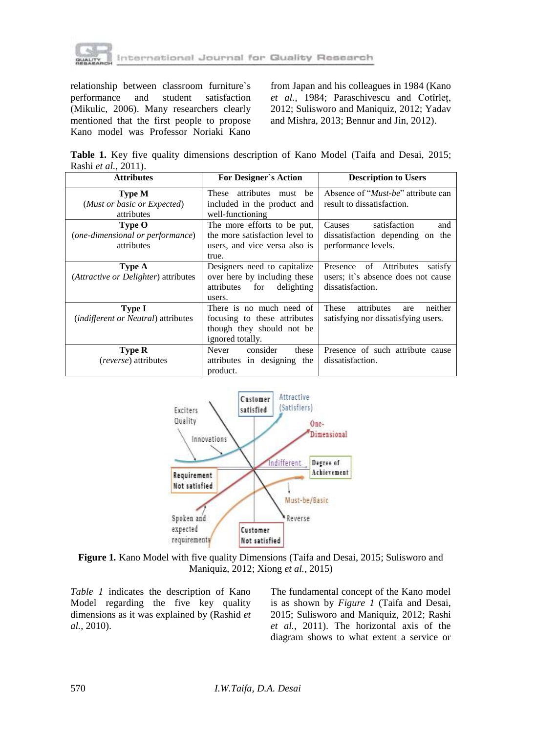relationship between classroom furniture`s performance and student satisfaction (Mikulic, 2006). Many researchers clearly mentioned that the first people to propose Kano model was Professor Noriaki Kano from Japan and his colleagues in 1984 (Kano *et al.*, 1984; Paraschivescu and Cotîrleț, 2012; Sulisworo and Maniquiz, 2012; Yadav and Mishra, 2013; Bennur and Jin, 2012).

**Table 1.** Key five quality dimensions description of Kano Model (Taifa and Desai, 2015; Rashi *et al.*, 2011).

| Attributes | For Designer`s Action | Description to Users |
|---|---|---|
| **Type M** (*Must or basic or Expected*) attributes | These attributes must be included in the product and well-functioning | Absence of "*Must-be*" attribute can result to dissatisfaction. |
| **Type O** (*one-dimensional or performance*) attributes | The more efforts to be put, the more satisfaction level to users, and vice versa also is true. | Causes satisfaction and dissatisfaction depending on the performance levels. |
| **Type A** (*Attractive or Delighter*) attributes | Designers need to capitalize over here by including these attributes for delighting users. | Presence of Attributes satisfy users; it`s absence does not cause dissatisfaction. |
| **Type I** (*indifferent or Neutral*) attributes | There is no much need of focusing to these attributes though they should not be ignored totally. | These attributes are neither satisfying nor dissatisfying users. |
| **Type R** (*reverse*) attributes | Never consider these attributes in designing the product. | Presence of such attribute cause dissatisfaction. |

**Figure 1.** Kano Model with five quality Dimensions (Taifa and Desai, 2015; Sulisworo and Maniquiz, 2012; Xiong *et al.*, 2015)

*Table 1* indicates the description of Kano Model regarding the five key quality dimensions as it was explained by (Rashid *et al.*, 2010).

The fundamental concept of the Kano model is as shown by *Figure 1* (Taifa and Desai, 2015; Sulisworo and Maniquiz, 2012; Rashi *et al.*, 2011). The horizontal axis of the diagram shows to what extent a service or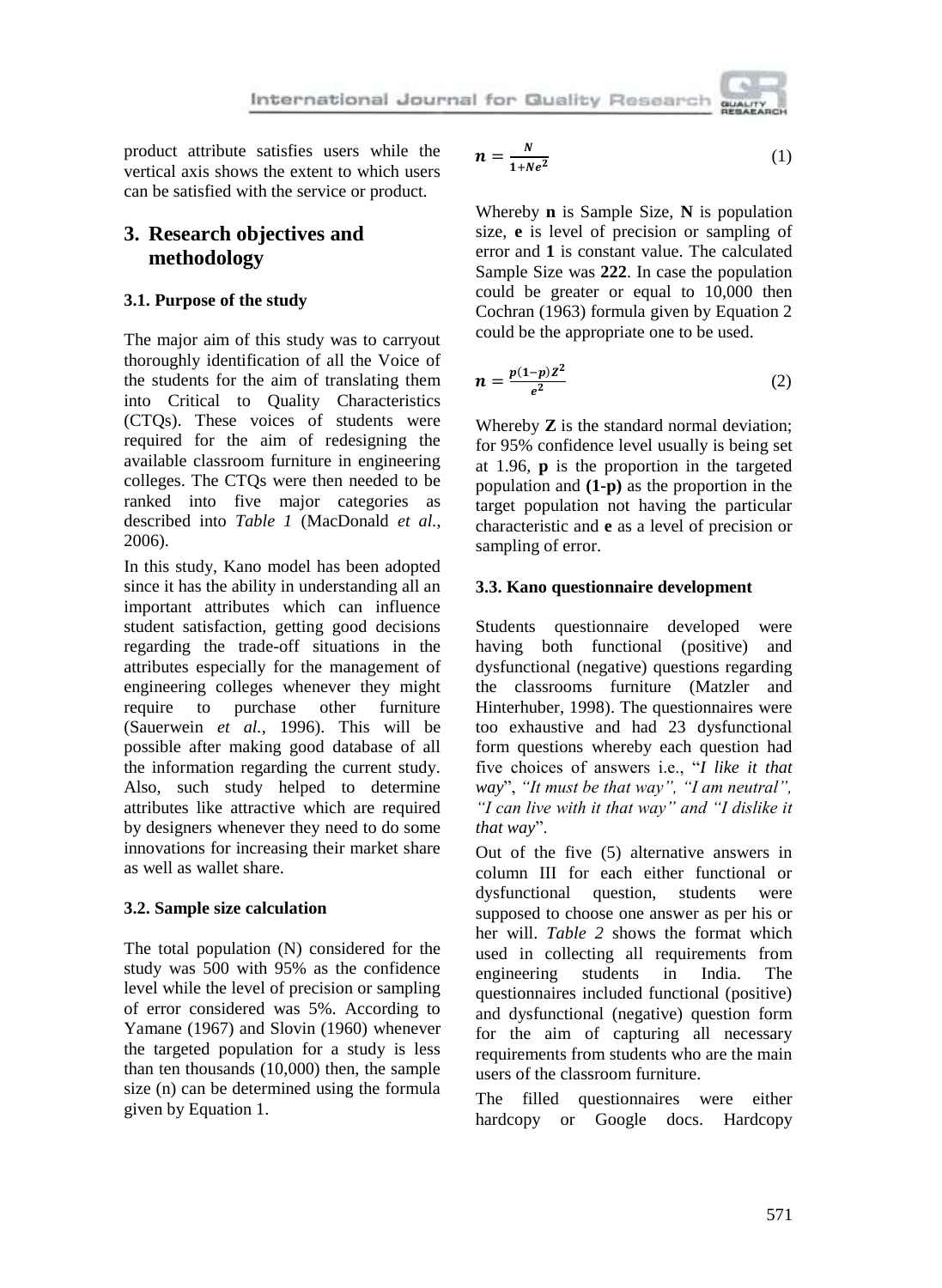product attribute satisfies users while the vertical axis shows the extent to which users can be satisfied with the service or product.

## 3. Research objectives and methodology

### 3.1. Purpose of the study

The major aim of this study was to carryout thoroughly identification of all the Voice of the students for the aim of translating them into Critical to Quality Characteristics (CTQs). These voices of students were required for the aim of redesigning the available classroom furniture in engineering colleges. The CTQs were then needed to be ranked into five major categories as described into *Table 1* (MacDonald *et al.*, 2006).

In this study, Kano model has been adopted since it has the ability in understanding all an important attributes which can influence student satisfaction, getting good decisions regarding the trade-off situations in the attributes especially for the management of engineering colleges whenever they might require to purchase other furniture (Sauerwein *et al.*, 1996). This will be possible after making good database of all the information regarding the current study. Also, such study helped to determine attributes like attractive which are required by designers whenever they need to do some innovations for increasing their market share as well as wallet share.

### 3.2. Sample size calculation

The total population (N) considered for the study was 500 with 95% as the confidence level while the level of precision or sampling of error considered was 5%. According to Yamane (1967) and Slovin (1960) whenever the targeted population for a study is less than ten thousands (10,000) then, the sample size (n) can be determined using the formula given by Equation 1.

$$\boldsymbol{n} = \frac{\boldsymbol{N}}{\boldsymbol{1} + \boldsymbol{N}\boldsymbol{e}^{\boldsymbol{2}}} \tag{1}$$

Whereby **n** is Sample Size, **N** is population size, **e** is level of precision or sampling of error and **1** is constant value. The calculated Sample Size was **222**. In case the population could be greater or equal to 10,000 then Cochran (1963) formula given by Equation 2 could be the appropriate one to be used.

$$\boldsymbol{n} = \frac{\boldsymbol{p}(\boldsymbol{1} - \boldsymbol{p})\boldsymbol{Z}^{\boldsymbol{2}}}{\boldsymbol{e}^{\boldsymbol{2}}} \tag{2}$$

Whereby **Z** is the standard normal deviation; for 95% confidence level usually is being set at 1.96, **p** is the proportion in the targeted population and **(1-p)** as the proportion in the target population not having the particular characteristic and **e** as a level of precision or sampling of error.

### 3.3. Kano questionnaire development

Students questionnaire developed were having both functional (positive) and dysfunctional (negative) questions regarding the classrooms furniture (Matzler and Hinterhuber, 1998). The questionnaires were too exhaustive and had 23 dysfunctional form questions whereby each question had five choices of answers i.e., "*I like it that way*", *"It must be that way", "I am neutral", "I can live with it that way" and "I dislike it that way*".

Out of the five (5) alternative answers in column III for each either functional or dysfunctional question, students were supposed to choose one answer as per his or her will. *Table 2* shows the format which used in collecting all requirements from engineering students in India. The questionnaires included functional (positive) and dysfunctional (negative) question form for the aim of capturing all necessary requirements from students who are the main users of the classroom furniture.

The filled questionnaires were either hardcopy or Google docs. Hardcopy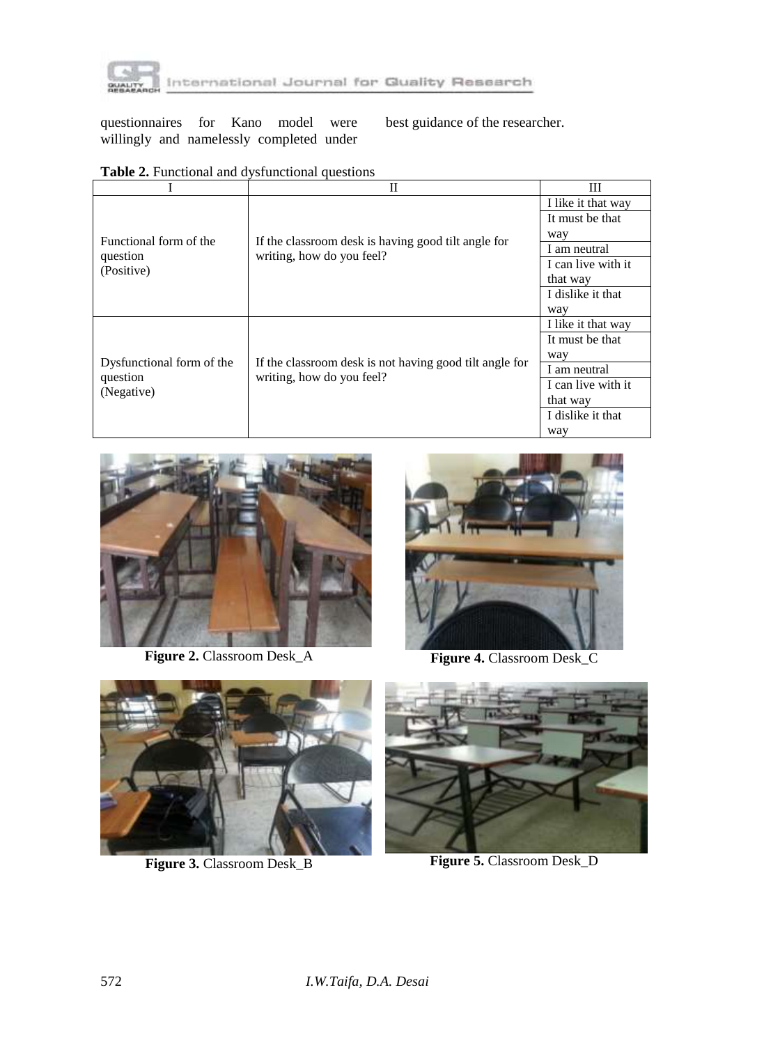questionnaires for Kano model were willingly and namelessly completed under best guidance of the researcher.

**Table 2.** Functional and dysfunctional questions

| I | II | III |
|---|---|---|
| Functional form of the question (Positive) | If the classroom desk is having good tilt angle for writing, how do you feel? | I like it that way |
| | | It must be that way |
| | | I am neutral |
| | | I can live with it that way |
| | | I dislike it that way |
| Dysfunctional form of the question (Negative) | If the classroom desk is not having good tilt angle for writing, how do you feel? | I like it that way |
| | | It must be that way |
| | | I am neutral |
| | | I can live with it that way |
| | | I dislike it that way |

**Figure 2.** Classroom Desk_A

**Figure 4.** Classroom Desk_C

**Figure 3.** Classroom Desk_B

**Figure 5.** Classroom Desk_D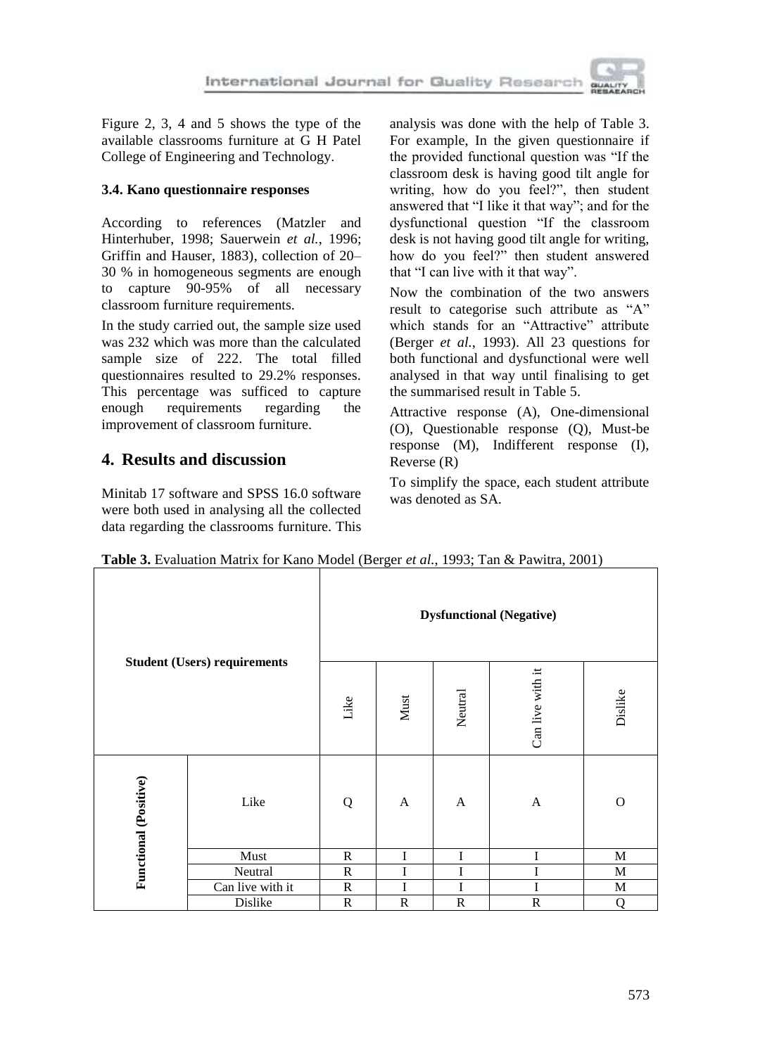Figure 2, 3, 4 and 5 shows the type of the available classrooms furniture at G H Patel College of Engineering and Technology.

### 3.4. Kano questionnaire responses

According to references (Matzler and Hinterhuber, 1998; Sauerwein *et al.*, 1996; Griffin and Hauser, 1883), collection of 20–30 % in homogeneous segments are enough to capture 90-95% of all necessary classroom furniture requirements.

In the study carried out, the sample size used was 232 which was more than the calculated sample size of 222. The total filled questionnaires resulted to 29.2% responses. This percentage was sufficed to capture enough requirements regarding the improvement of classroom furniture.

## 4. Results and discussion

Minitab 17 software and SPSS 16.0 software were both used in analysing all the collected data regarding the classrooms furniture. This analysis was done with the help of Table 3. For example, In the given questionnaire if the provided functional question was "If the classroom desk is having good tilt angle for writing, how do you feel?", then student answered that "I like it that way"; and for the dysfunctional question "If the classroom desk is not having good tilt angle for writing, how do you feel?" then student answered that "I can live with it that way".

Now the combination of the two answers result to categorise such attribute as "A" which stands for an "Attractive" attribute (Berger *et al.*, 1993). All 23 questions for both functional and dysfunctional were well analysed in that way until finalising to get the summarised result in Table 5.

Attractive response (A), One-dimensional (O), Questionable response (Q), Must-be response (M), Indifferent response (I), Reverse (R)

To simplify the space, each student attribute was denoted as SA.

**Table 3.** Evaluation Matrix for Kano Model (Berger *et al.*, 1993; Tan & Pawitra, 2001)

| Student (Users) requirements | | Dysfunctional (Negative) | | | | |
|---|---|---|---|---|---|---|
| | | Like | Must | Neutral | Can live with it | Dislike |
| Functional (Positive) | Like | Q | A | A | A | O |
| | Must | R | I | I | I | M |
| | Neutral | R | I | I | I | M |
| | Can live with it | R | I | I | I | M |
| | Dislike | R | R | R | R | Q |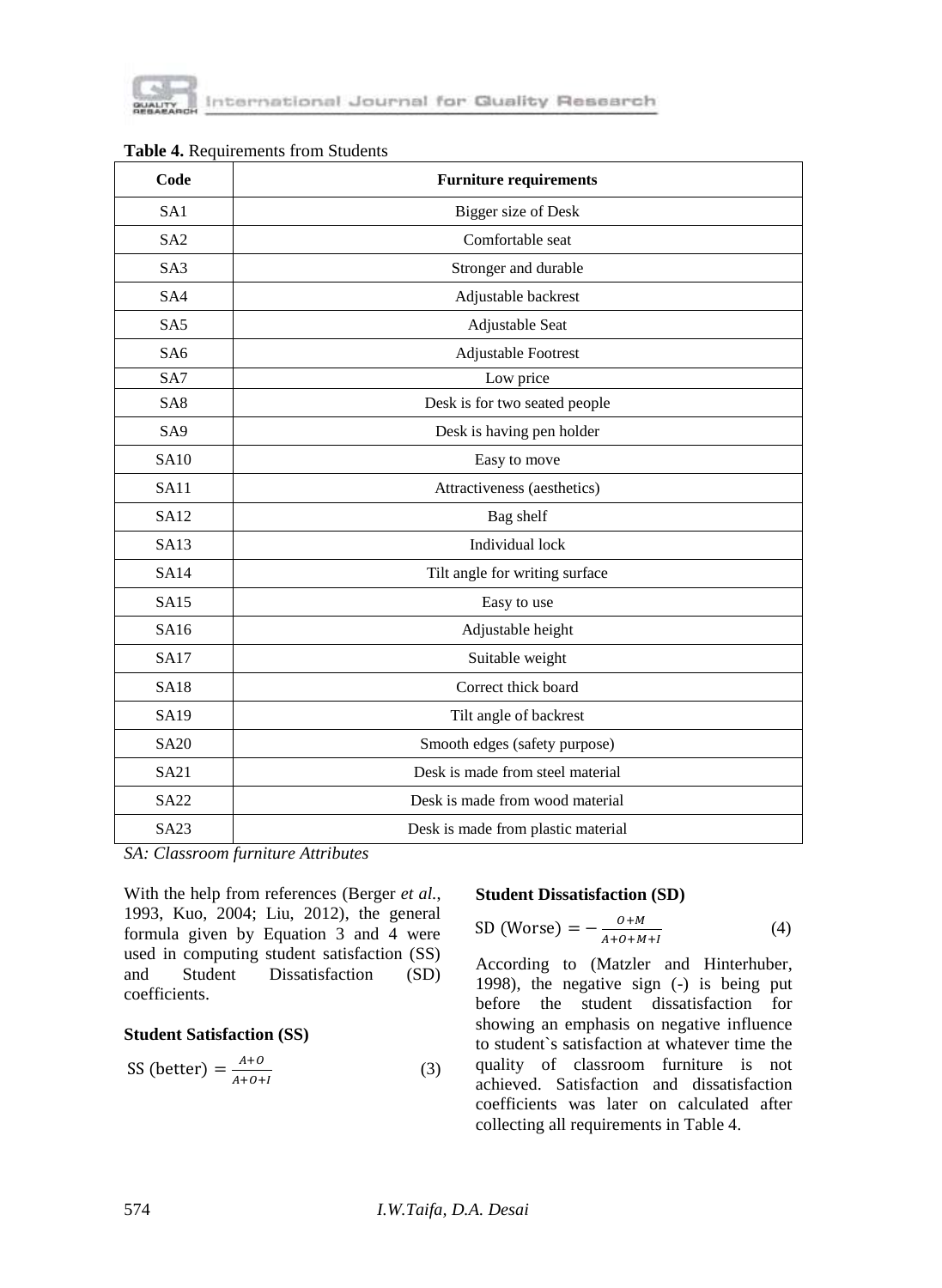**Table 4.** Requirements from Students

| Code | Furniture requirements |
|---|---|
| SA1 | Bigger size of Desk |
| SA2 | Comfortable seat |
| SA3 | Stronger and durable |
| SA4 | Adjustable backrest |
| SA5 | Adjustable Seat |
| SA6 | Adjustable Footrest |
| SA7 | Low price |
| SA8 | Desk is for two seated people |
| SA9 | Desk is having pen holder |
| SA10 | Easy to move |
| SA11 | Attractiveness (aesthetics) |
| SA12 | Bag shelf |
| SA13 | Individual lock |
| SA14 | Tilt angle for writing surface |
| SA15 | Easy to use |
| SA16 | Adjustable height |
| SA17 | Suitable weight |
| SA18 | Correct thick board |
| SA19 | Tilt angle of backrest |
| SA20 | Smooth edges (safety purpose) |
| SA21 | Desk is made from steel material |
| SA22 | Desk is made from wood material |
| SA23 | Desk is made from plastic material |

*SA: Classroom furniture Attributes*

With the help from references (Berger *et al.*, 1993, Kuo, 2004; Liu, 2012), the general formula given by Equation 3 and 4 were used in computing student satisfaction (SS) and Student Dissatisfaction (SD) coefficients.

**Student Satisfaction (SS)**

$$\text{SS (better)} = \frac{A+O}{A+O+I} \tag{3}$$

**Student Dissatisfaction (SD)**

$$\text{SD (Worse)} = -\frac{O+M}{A+O+M+I} \tag{4}$$

According to (Matzler and Hinterhuber, 1998), the negative sign (-) is being put before the student dissatisfaction for showing an emphasis on negative influence to student`s satisfaction at whatever time the quality of classroom furniture is not achieved. Satisfaction and dissatisfaction coefficients was later on calculated after collecting all requirements in Table 4.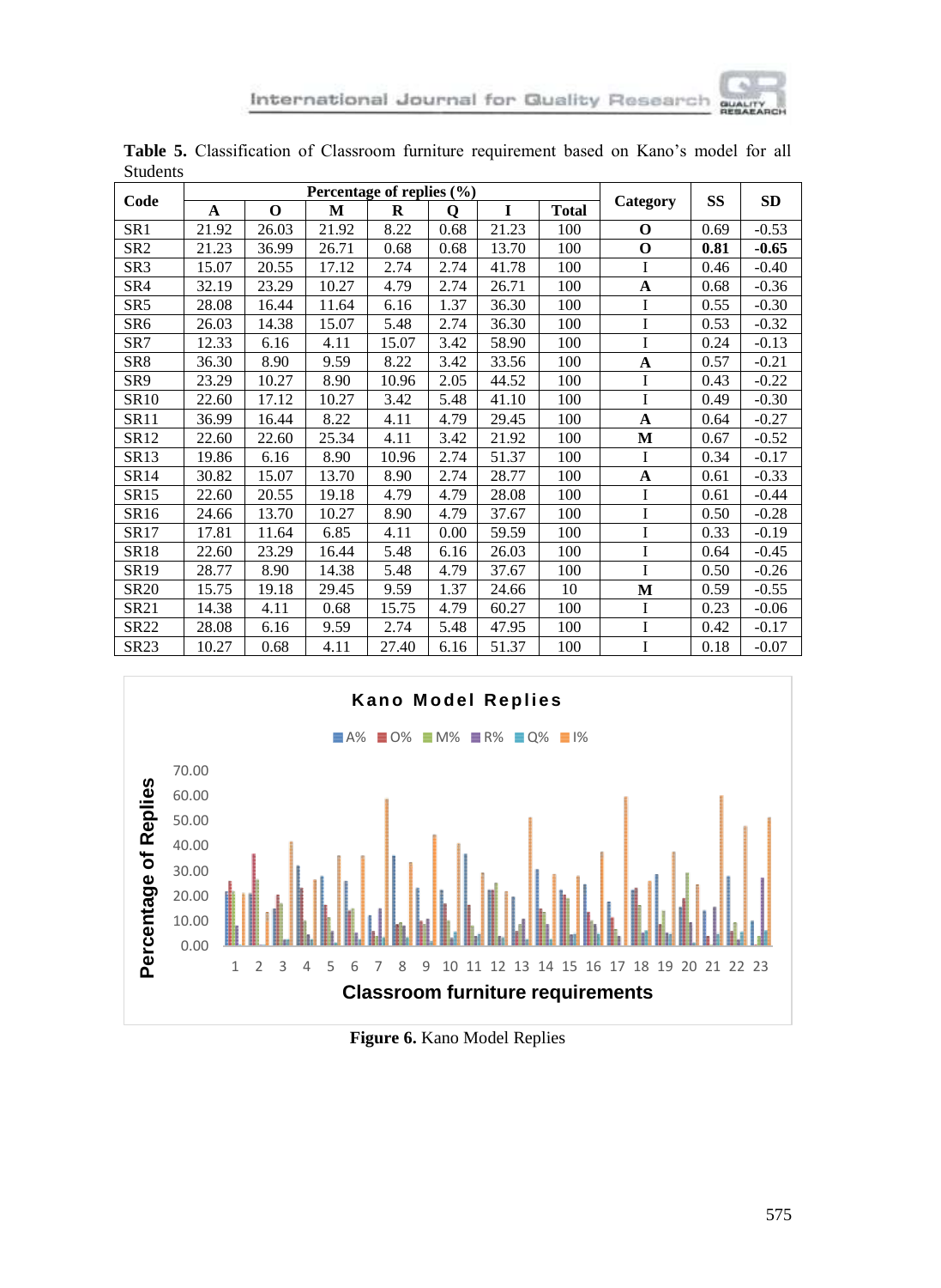**Table 5.** Classification of Classroom furniture requirement based on Kano's model for all Students

| Code | Percentage of replies (%) | | | | | | | Category | SS | SD |
|---|---|---|---|---|---|---|---|---|---|---|
| | A | O | M | R | Q | I | Total | | | |
| SR1 | 21.92 | 26.03 | 21.92 | 8.22 | 0.68 | 21.23 | 100 | **O** | 0.69 | -0.53 |
| SR2 | 21.23 | 36.99 | 26.71 | 0.68 | 0.68 | 13.70 | 100 | **O** | **0.81** | **-0.65** |
| SR3 | 15.07 | 20.55 | 17.12 | 2.74 | 2.74 | 41.78 | 100 | I | 0.46 | -0.40 |
| SR4 | 32.19 | 23.29 | 10.27 | 4.79 | 2.74 | 26.71 | 100 | **A** | 0.68 | -0.36 |
| SR5 | 28.08 | 16.44 | 11.64 | 6.16 | 1.37 | 36.30 | 100 | I | 0.55 | -0.30 |
| SR6 | 26.03 | 14.38 | 15.07 | 5.48 | 2.74 | 36.30 | 100 | I | 0.53 | -0.32 |
| SR7 | 12.33 | 6.16 | 4.11 | 15.07 | 3.42 | 58.90 | 100 | I | 0.24 | -0.13 |
| SR8 | 36.30 | 8.90 | 9.59 | 8.22 | 3.42 | 33.56 | 100 | **A** | 0.57 | -0.21 |
| SR9 | 23.29 | 10.27 | 8.90 | 10.96 | 2.05 | 44.52 | 100 | I | 0.43 | -0.22 |
| SR10 | 22.60 | 17.12 | 10.27 | 3.42 | 5.48 | 41.10 | 100 | I | 0.49 | -0.30 |
| SR11 | 36.99 | 16.44 | 8.22 | 4.11 | 4.79 | 29.45 | 100 | **A** | 0.64 | -0.27 |
| SR12 | 22.60 | 22.60 | 25.34 | 4.11 | 3.42 | 21.92 | 100 | **M** | 0.67 | -0.52 |
| SR13 | 19.86 | 6.16 | 8.90 | 10.96 | 2.74 | 51.37 | 100 | I | 0.34 | -0.17 |
| SR14 | 30.82 | 15.07 | 13.70 | 8.90 | 2.74 | 28.77 | 100 | **A** | 0.61 | -0.33 |
| SR15 | 22.60 | 20.55 | 19.18 | 4.79 | 4.79 | 28.08 | 100 | I | 0.61 | -0.44 |
| SR16 | 24.66 | 13.70 | 10.27 | 8.90 | 4.79 | 37.67 | 100 | I | 0.50 | -0.28 |
| SR17 | 17.81 | 11.64 | 6.85 | 4.11 | 0.00 | 59.59 | 100 | I | 0.33 | -0.19 |
| SR18 | 22.60 | 23.29 | 16.44 | 5.48 | 6.16 | 26.03 | 100 | I | 0.64 | -0.45 |
| SR19 | 28.77 | 8.90 | 14.38 | 5.48 | 4.79 | 37.67 | 100 | I | 0.50 | -0.26 |
| SR20 | 15.75 | 19.18 | 29.45 | 9.59 | 1.37 | 24.66 | 10 | **M** | 0.59 | -0.55 |
| SR21 | 14.38 | 4.11 | 0.68 | 15.75 | 4.79 | 60.27 | 100 | I | 0.23 | -0.06 |
| SR22 | 28.08 | 6.16 | 9.59 | 2.74 | 5.48 | 47.95 | 100 | I | 0.42 | -0.17 |
| SR23 | 10.27 | 0.68 | 4.11 | 27.40 | 6.16 | 51.37 | 100 | I | 0.18 | -0.07 |

**Figure 6.** Kano Model Replies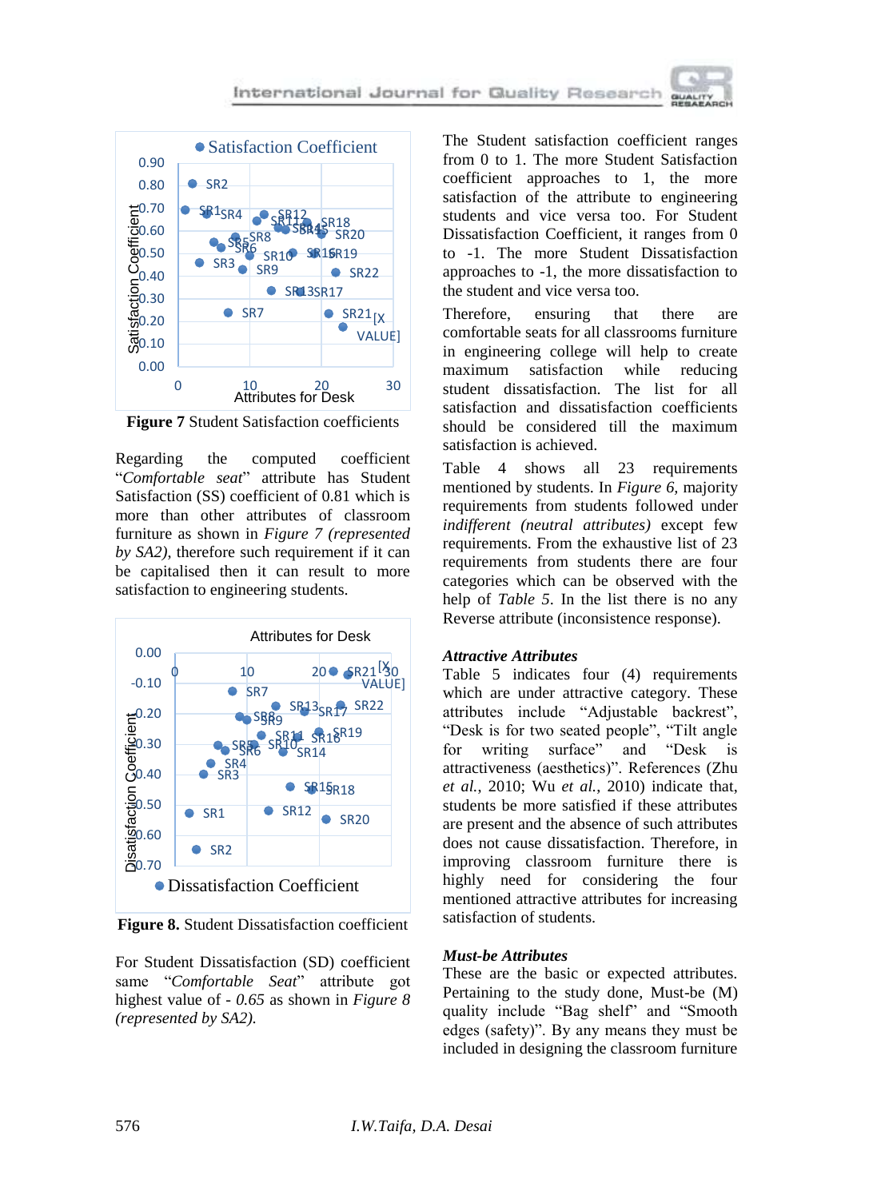**Figure 7** Student Satisfaction coefficients

Regarding the computed coefficient "*Comfortable seat*" attribute has Student Satisfaction (SS) coefficient of 0.81 which is more than other attributes of classroom furniture as shown in *Figure 7 (represented by SA2)*, therefore such requirement if it can be capitalised then it can result to more satisfaction to engineering students.

**Figure 8.** Student Dissatisfaction coefficient

For Student Dissatisfaction (SD) coefficient same "*Comfortable Seat*" attribute got highest value of *- 0.65* as shown in *Figure 8 (represented by SA2).*

The Student satisfaction coefficient ranges from 0 to 1. The more Student Satisfaction coefficient approaches to 1, the more satisfaction of the attribute to engineering students and vice versa too. For Student Dissatisfaction Coefficient, it ranges from 0 to -1. The more Student Dissatisfaction approaches to -1, the more dissatisfaction to the student and vice versa too.

Therefore, ensuring that there are comfortable seats for all classrooms furniture in engineering college will help to create maximum satisfaction while reducing student dissatisfaction. The list for all satisfaction and dissatisfaction coefficients should be considered till the maximum satisfaction is achieved.

Table 4 shows all 23 requirements mentioned by students. In *Figure 6*, majority requirements from students followed under *indifferent (neutral attributes)* except few requirements. From the exhaustive list of 23 requirements from students there are four categories which can be observed with the help of *Table 5*. In the list there is no any Reverse attribute (inconsistence response).

***Attractive Attributes***

Table 5 indicates four (4) requirements which are under attractive category. These attributes include "Adjustable backrest", "Desk is for two seated people", "Tilt angle for writing surface" and "Desk is attractiveness (aesthetics)". References (Zhu *et al.*, 2010; Wu *et al.*, 2010) indicate that, students be more satisfied if these attributes are present and the absence of such attributes does not cause dissatisfaction. Therefore, in improving classroom furniture there is highly need for considering the four mentioned attractive attributes for increasing satisfaction of students.

***Must-be Attributes***

These are the basic or expected attributes. Pertaining to the study done, Must-be (M) quality include "Bag shelf" and "Smooth edges (safety)". By any means they must be included in designing the classroom furniture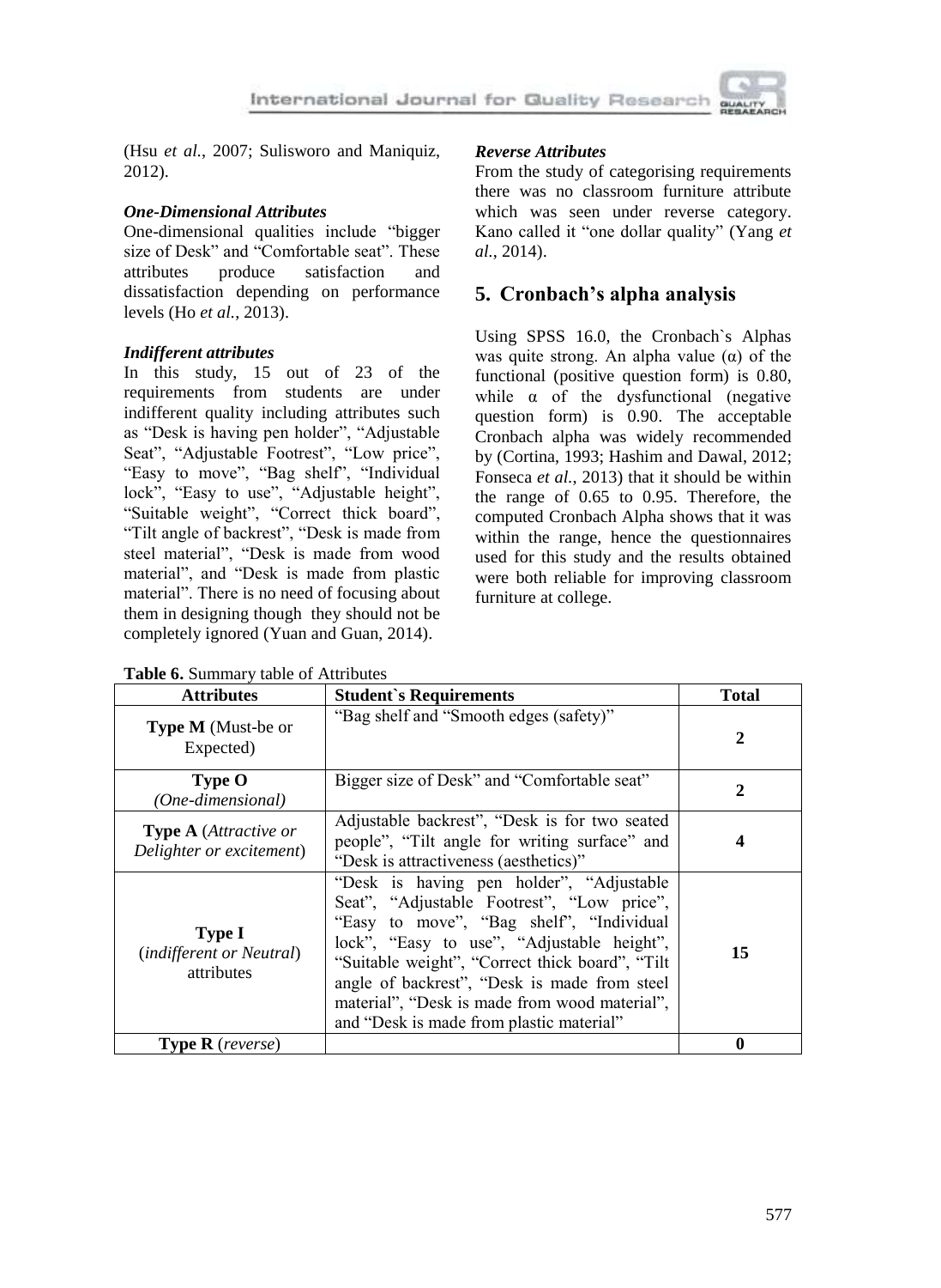(Hsu *et al.*, 2007; Sulisworo and Maniquiz, 2012).

***One-Dimensional Attributes***

One-dimensional qualities include "bigger size of Desk" and "Comfortable seat". These attributes produce satisfaction and dissatisfaction depending on performance levels (Ho *et al.*, 2013).

***Indifferent attributes***

In this study, 15 out of 23 of the requirements from students are under indifferent quality including attributes such as "Desk is having pen holder", "Adjustable Seat", "Adjustable Footrest", "Low price", "Easy to move", "Bag shelf", "Individual lock", "Easy to use", "Adjustable height", "Suitable weight", "Correct thick board", "Tilt angle of backrest", "Desk is made from steel material", "Desk is made from wood material", and "Desk is made from plastic material". There is no need of focusing about them in designing though they should not be completely ignored (Yuan and Guan, 2014).

***Reverse Attributes***

From the study of categorising requirements there was no classroom furniture attribute which was seen under reverse category. Kano called it "one dollar quality" (Yang *et al.*, 2014).

## 5. Cronbach's alpha analysis

Using SPSS 16.0, the Cronbach`s Alphas was quite strong. An alpha value ($\alpha$) of the functional (positive question form) is 0.80, while $\alpha$ of the dysfunctional (negative question form) is 0.90. The acceptable Cronbach alpha was widely recommended by (Cortina, 1993; Hashim and Dawal, 2012; Fonseca *et al.*, 2013) that it should be within the range of 0.65 to 0.95. Therefore, the computed Cronbach Alpha shows that it was within the range, hence the questionnaires used for this study and the results obtained were both reliable for improving classroom furniture at college.

**Table 6.** Summary table of Attributes

| Attributes | Student`s Requirements | Total |
|---|---|---|
| **Type M** (Must-be or Expected) | "Bag shelf and "Smooth edges (safety)" | **2** |
| **Type O** *(One-dimensional)* | Bigger size of Desk" and "Comfortable seat" | **2** |
| **Type A** (*Attractive or Delighter or excitement*) | Adjustable backrest", "Desk is for two seated people", "Tilt angle for writing surface" and "Desk is attractiveness (aesthetics)" | **4** |
| **Type I** (*indifferent or Neutral*) attributes | "Desk is having pen holder", "Adjustable Seat", "Adjustable Footrest", "Low price", "Easy to move", "Bag shelf", "Individual lock", "Easy to use", "Adjustable height", "Suitable weight", "Correct thick board", "Tilt angle of backrest", "Desk is made from steel material", "Desk is made from wood material", and "Desk is made from plastic material" | **15** |
| **Type R** (*reverse*) | | **0** |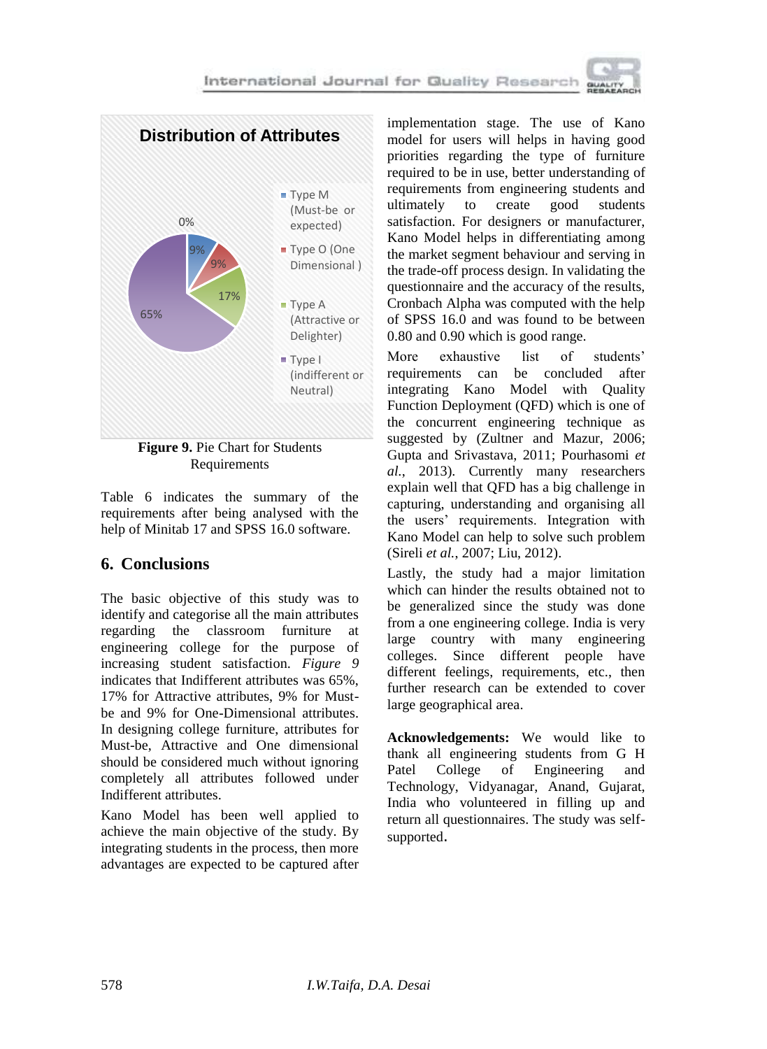Figure 9. Pie Chart for Students Requirements

Table 6 indicates the summary of the requirements after being analysed with the help of Minitab 17 and SPSS 16.0 software.

## 6. Conclusions

The basic objective of this study was to identify and categorise all the main attributes regarding the classroom furniture at engineering college for the purpose of increasing student satisfaction. *Figure 9* indicates that Indifferent attributes was 65%, 17% for Attractive attributes, 9% for Must-be and 9% for One-Dimensional attributes. In designing college furniture, attributes for Must-be, Attractive and One dimensional should be considered much without ignoring completely all attributes followed under Indifferent attributes.

Kano Model has been well applied to achieve the main objective of the study. By integrating students in the process, then more advantages are expected to be captured after implementation stage. The use of Kano model for users will helps in having good priorities regarding the type of furniture required to be in use, better understanding of requirements from engineering students and ultimately to create good students satisfaction. For designers or manufacturer, Kano Model helps in differentiating among the market segment behaviour and serving in the trade-off process design. In validating the questionnaire and the accuracy of the results, Cronbach Alpha was computed with the help of SPSS 16.0 and was found to be between 0.80 and 0.90 which is good range.

More exhaustive list of students' requirements can be concluded after integrating Kano Model with Quality Function Deployment (QFD) which is one of the concurrent engineering technique as suggested by (Zultner and Mazur, 2006; Gupta and Srivastava, 2011; Pourhasomi *et al.*, 2013). Currently many researchers explain well that QFD has a big challenge in capturing, understanding and organising all the users' requirements. Integration with Kano Model can help to solve such problem (Sireli *et al.*, 2007; Liu, 2012).

Lastly, the study had a major limitation which can hinder the results obtained not to be generalized since the study was done from a one engineering college. India is very large country with many engineering colleges. Since different people have different feelings, requirements, etc., then further research can be extended to cover large geographical area.

**Acknowledgements:** We would like to thank all engineering students from G H Patel College of Engineering and Technology, Vidyanagar, Anand, Gujarat, India who volunteered in filling up and return all questionnaires. The study was self-supported.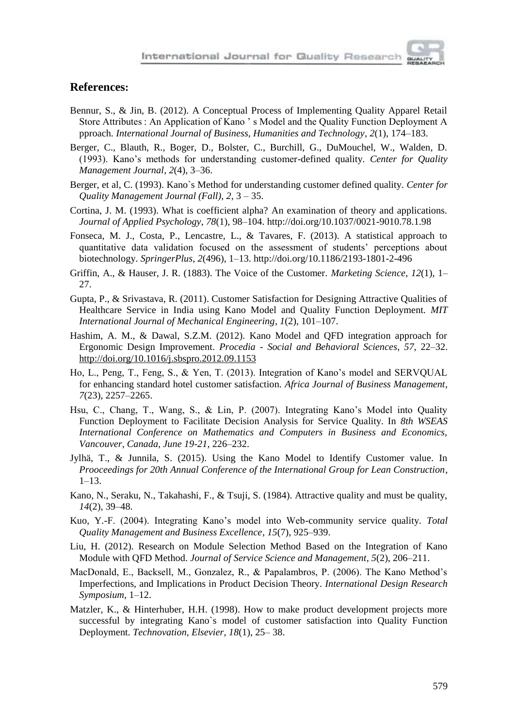## References:

Bennur, S., & Jin, B. (2012). A Conceptual Process of Implementing Quality Apparel Retail Store Attributes : An Application of Kano ' s Model and the Quality Function Deployment A pproach. *International Journal of Business, Humanities and Technology*, *2*(1), 174–183.

Berger, C., Blauth, R., Boger, D., Bolster, C., Burchill, G., DuMouchel, W., Walden, D. (1993). Kano's methods for understanding customer-defined quality. *Center for Quality Management Journal*, *2*(4), 3–36.

Berger, et al, C. (1993). Kano`s Method for understanding customer defined quality. *Center for Quality Management Journal (Fall)*, *2*, 3 – 35.

Cortina, J. M. (1993). What is coefficient alpha? An examination of theory and applications. *Journal of Applied Psychology*, *78*(1), 98–104. http://doi.org/10.1037/0021-9010.78.1.98

Fonseca, M. J., Costa, P., Lencastre, L., & Tavares, F. (2013). A statistical approach to quantitative data validation focused on the assessment of students' perceptions about biotechnology. *SpringerPlus*, *2*(496), 1–13. http://doi.org/10.1186/2193-1801-2-496

Griffin, A., & Hauser, J. R. (1883). The Voice of the Customer. *Marketing Science*, *12*(1), 1–27.

Gupta, P., & Srivastava, R. (2011). Customer Satisfaction for Designing Attractive Qualities of Healthcare Service in India using Kano Model and Quality Function Deployment. *MIT International Journal of Mechanical Engineering*, *1*(2), 101–107.

Hashim, A. M., & Dawal, S.Z.M. (2012). Kano Model and QFD integration approach for Ergonomic Design Improvement. *Procedia - Social and Behavioral Sciences*, *57*, 22–32. http://doi.org/10.1016/j.sbspro.2012.09.1153

Ho, L., Peng, T., Feng, S., & Yen, T. (2013). Integration of Kano's model and SERVQUAL for enhancing standard hotel customer satisfaction. *Africa Journal of Business Management*, *7*(23), 2257–2265.

Hsu, C., Chang, T., Wang, S., & Lin, P. (2007). Integrating Kano's Model into Quality Function Deployment to Facilitate Decision Analysis for Service Quality. In *8th WSEAS International Conference on Mathematics and Computers in Business and Economics, Vancouver, Canada, June 19-21*, 226–232.

Jylhä, T., & Junnila, S. (2015). Using the Kano Model to Identify Customer value. In *Prooceedings for 20th Annual Conference of the International Group for Lean Construction*, 1–13.

Kano, N., Seraku, N., Takahashi, F., & Tsuji, S. (1984). Attractive quality and must be quality, *14*(2), 39–48.

Kuo, Y.-F. (2004). Integrating Kano's model into Web-community service quality. *Total Quality Management and Business Excellence*, *15*(7), 925–939.

Liu, H. (2012). Research on Module Selection Method Based on the Integration of Kano Module with QFD Method. *Journal of Service Science and Management*, *5*(2), 206–211.

MacDonald, E., Backsell, M., Gonzalez, R., & Papalambros, P. (2006). The Kano Method's Imperfections, and Implications in Product Decision Theory. *International Design Research Symposium*, 1–12.

Matzler, K., & Hinterhuber, H.H. (1998). How to make product development projects more successful by integrating Kano`s model of customer satisfaction into Quality Function Deployment. *Technovation, Elsevier*, *18*(1), 25– 38.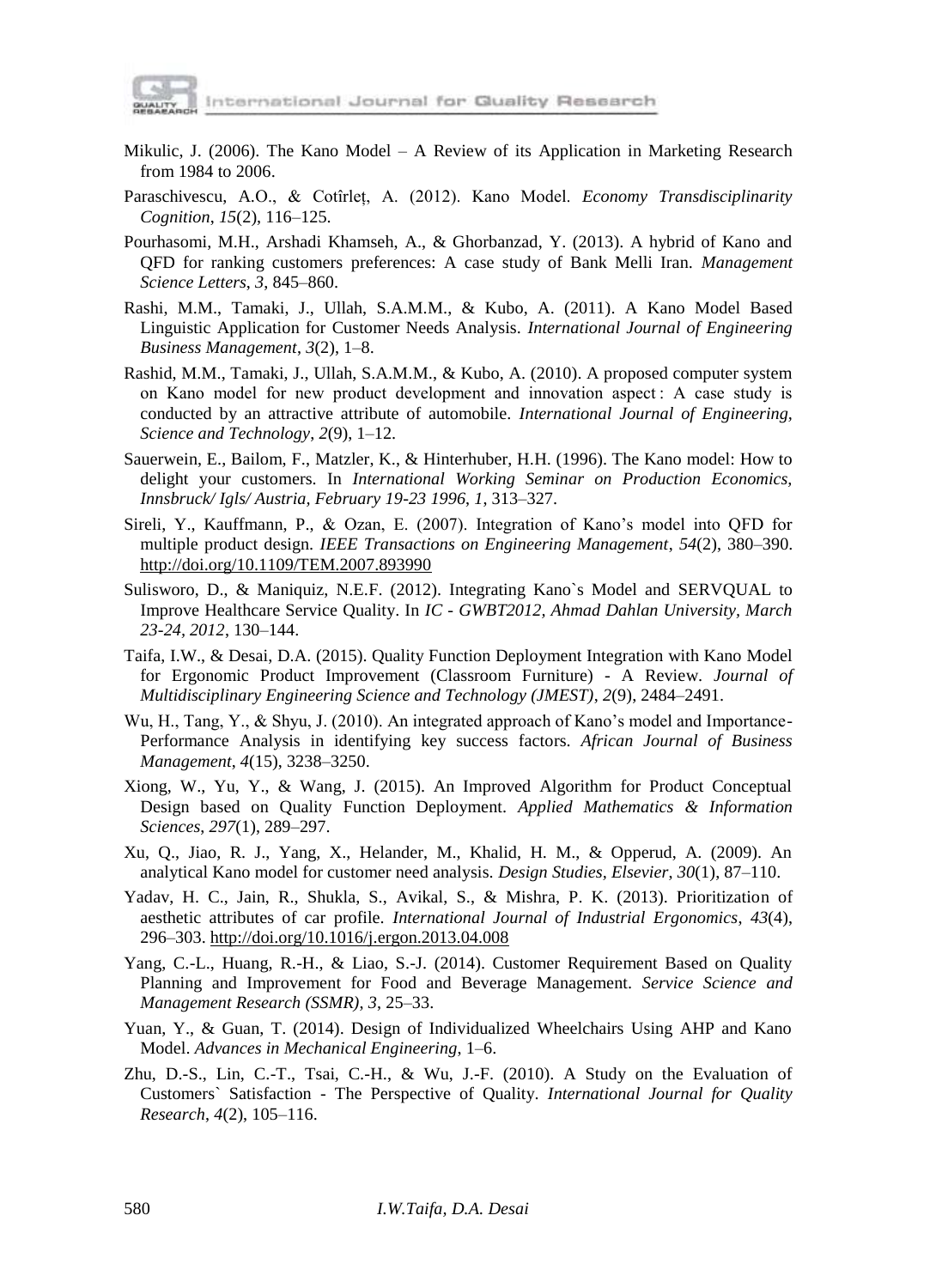Mikulic, J. (2006). The Kano Model – A Review of its Application in Marketing Research from 1984 to 2006.

Paraschivescu, A.O., & Cotîrleț, A. (2012). Kano Model. *Economy Transdisciplinarity Cognition*, *15*(2), 116–125.

Pourhasomi, M.H., Arshadi Khamseh, A., & Ghorbanzad, Y. (2013). A hybrid of Kano and QFD for ranking customers preferences: A case study of Bank Melli Iran. *Management Science Letters*, *3*, 845–860.

Rashi, M.M., Tamaki, J., Ullah, S.A.M.M., & Kubo, A. (2011). A Kano Model Based Linguistic Application for Customer Needs Analysis. *International Journal of Engineering Business Management*, *3*(2), 1–8.

Rashid, M.M., Tamaki, J., Ullah, S.A.M.M., & Kubo, A. (2010). A proposed computer system on Kano model for new product development and innovation aspect : A case study is conducted by an attractive attribute of automobile. *International Journal of Engineering, Science and Technology*, *2*(9), 1–12.

Sauerwein, E., Bailom, F., Matzler, K., & Hinterhuber, H.H. (1996). The Kano model: How to delight your customers. In *International Working Seminar on Production Economics, Innsbruck/ Igls/ Austria, February 19-23 1996*, *1*, 313–327.

Sireli, Y., Kauffmann, P., & Ozan, E. (2007). Integration of Kano's model into QFD for multiple product design. *IEEE Transactions on Engineering Management*, *54*(2), 380–390. http://doi.org/10.1109/TEM.2007.893990

Sulisworo, D., & Maniquiz, N.E.F. (2012). Integrating Kano`s Model and SERVQUAL to Improve Healthcare Service Quality. In *IC - GWBT2012, Ahmad Dahlan University, March 23-24, 2012*, 130–144.

Taifa, I.W., & Desai, D.A. (2015). Quality Function Deployment Integration with Kano Model for Ergonomic Product Improvement (Classroom Furniture) - A Review. *Journal of Multidisciplinary Engineering Science and Technology (JMEST)*, *2*(9), 2484–2491.

Wu, H., Tang, Y., & Shyu, J. (2010). An integrated approach of Kano's model and Importance-Performance Analysis in identifying key success factors. *African Journal of Business Management*, *4*(15), 3238–3250.

Xiong, W., Yu, Y., & Wang, J. (2015). An Improved Algorithm for Product Conceptual Design based on Quality Function Deployment. *Applied Mathematics & Information Sciences*, *297*(1), 289–297.

Xu, Q., Jiao, R. J., Yang, X., Helander, M., Khalid, H. M., & Opperud, A. (2009). An analytical Kano model for customer need analysis. *Design Studies, Elsevier*, *30*(1), 87–110.

Yadav, H. C., Jain, R., Shukla, S., Avikal, S., & Mishra, P. K. (2013). Prioritization of aesthetic attributes of car profile. *International Journal of Industrial Ergonomics*, *43*(4), 296–303. http://doi.org/10.1016/j.ergon.2013.04.008

Yang, C.-L., Huang, R.-H., & Liao, S.-J. (2014). Customer Requirement Based on Quality Planning and Improvement for Food and Beverage Management. *Service Science and Management Research (SSMR)*, *3*, 25–33.

Yuan, Y., & Guan, T. (2014). Design of Individualized Wheelchairs Using AHP and Kano Model. *Advances in Mechanical Engineering*, 1–6.

Zhu, D.-S., Lin, C.-T., Tsai, C.-H., & Wu, J.-F. (2010). A Study on the Evaluation of Customers` Satisfaction - The Perspective of Quality. *International Journal for Quality Research*, *4*(2), 105–116.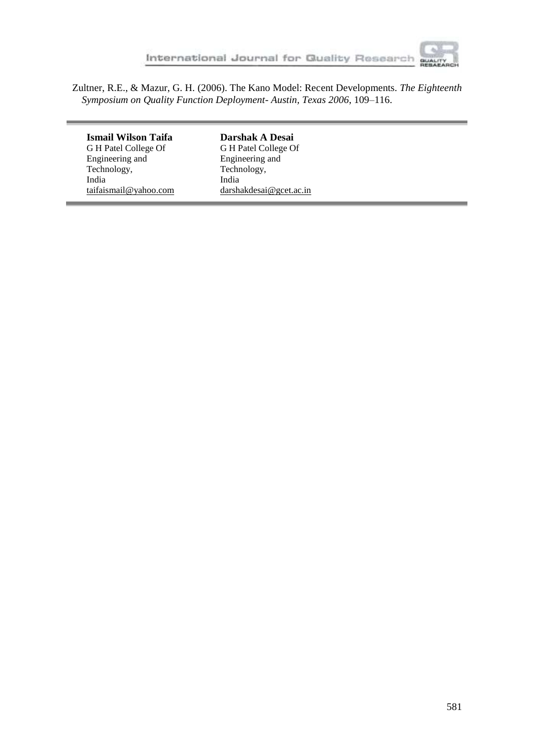Zultner, R.E., & Mazur, G. H. (2006). The Kano Model: Recent Developments. *The Eighteenth Symposium on Quality Function Deployment- Austin, Texas 2006*, 109–116.

---

**Ismail Wilson Taifa**
G H Patel College Of Engineering and Technology,
India
taifaismail@yahoo.com

**Darshak A Desai**
G H Patel College Of Engineering and Technology,
India
darshakdesai@gcet.ac.in

---